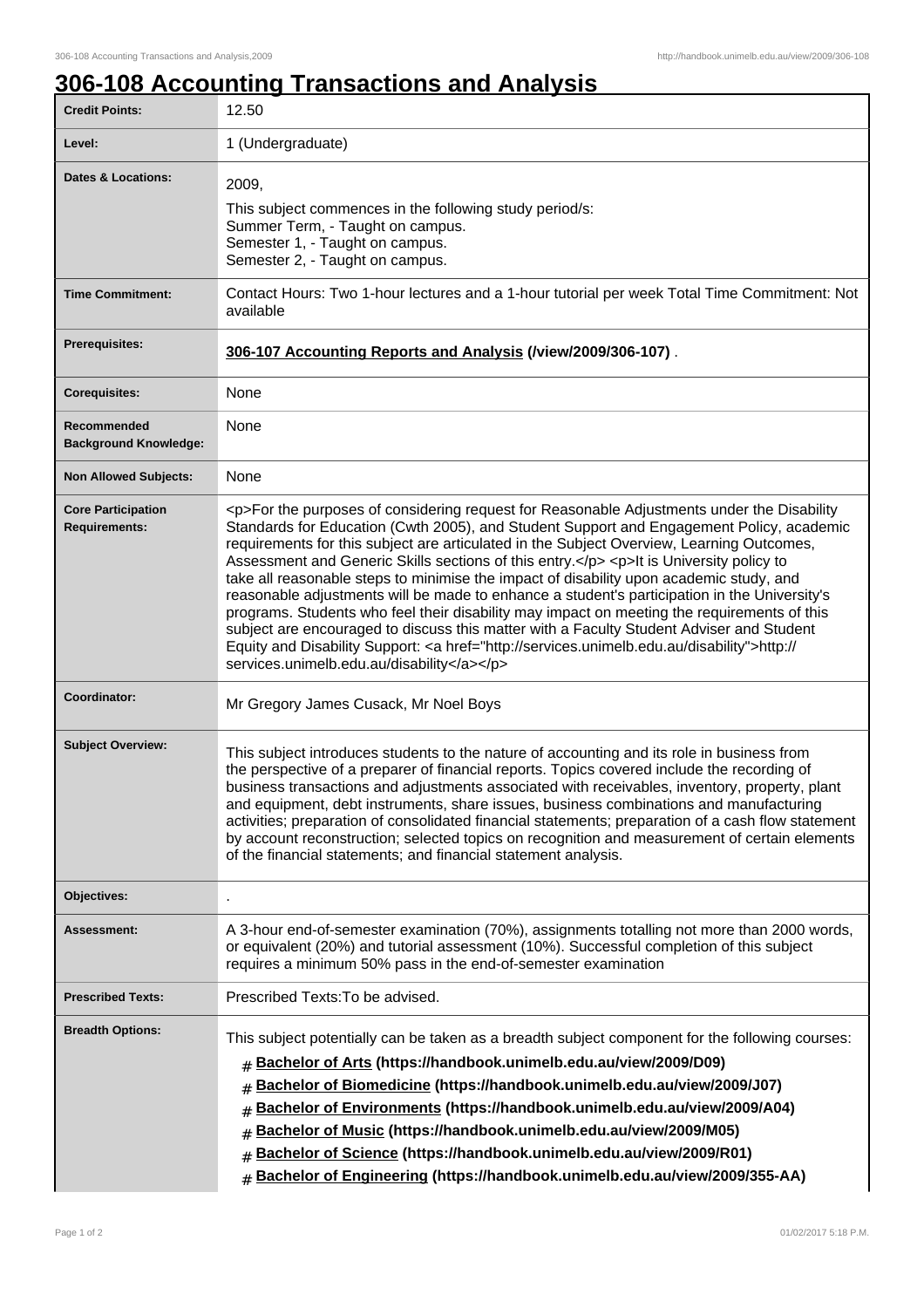# 306-108 Accounting Transactions and Analysis

| | |
|---|---|
| **Credit Points:** | 12.50 |
| **Level:** | 1 (Undergraduate) |
| **Dates & Locations:** | 2009,<br>This subject commences in the following study period/s:<br>Summer Term, - Taught on campus.<br>Semester 1, - Taught on campus.<br>Semester 2, - Taught on campus. |
| **Time Commitment:** | Contact Hours: Two 1-hour lectures and a 1-hour tutorial per week Total Time Commitment: Not available |
| **Prerequisites:** | **306-107 Accounting Reports and Analysis (/view/2009/306-107)** . |
| **Corequisites:** | None |
| **Recommended Background Knowledge:** | None |
| **Non Allowed Subjects:** | None |
| **Core Participation Requirements:** | <p>For the purposes of considering request for Reasonable Adjustments under the Disability Standards for Education (Cwth 2005), and Student Support and Engagement Policy, academic requirements for this subject are articulated in the Subject Overview, Learning Outcomes, Assessment and Generic Skills sections of this entry.</p> <p>It is University policy to take all reasonable steps to minimise the impact of disability upon academic study, and reasonable adjustments will be made to enhance a student's participation in the University's programs. Students who feel their disability may impact on meeting the requirements of this subject are encouraged to discuss this matter with a Faculty Student Adviser and Student Equity and Disability Support: <a href="http://services.unimelb.edu.au/disability">http://services.unimelb.edu.au/disability</a></p> |
| **Coordinator:** | Mr Gregory James Cusack, Mr Noel Boys |
| **Subject Overview:** | This subject introduces students to the nature of accounting and its role in business from the perspective of a preparer of financial reports. Topics covered include the recording of business transactions and adjustments associated with receivables, inventory, property, plant and equipment, debt instruments, share issues, business combinations and manufacturing activities; preparation of consolidated financial statements; preparation of a cash flow statement by account reconstruction; selected topics on recognition and measurement of certain elements of the financial statements; and financial statement analysis. |
| **Objectives:** | . |
| **Assessment:** | A 3-hour end-of-semester examination (70%), assignments totalling not more than 2000 words, or equivalent (20%) and tutorial assessment (10%). Successful completion of this subject requires a minimum 50% pass in the end-of-semester examination |
| **Prescribed Texts:** | Prescribed Texts:To be advised. |
| **Breadth Options:** | This subject potentially can be taken as a breadth subject component for the following courses:<br># **Bachelor of Arts (https://handbook.unimelb.edu.au/view/2009/D09)**<br># **Bachelor of Biomedicine (https://handbook.unimelb.edu.au/view/2009/J07)**<br># **Bachelor of Environments (https://handbook.unimelb.edu.au/view/2009/A04)**<br># **Bachelor of Music (https://handbook.unimelb.edu.au/view/2009/M05)**<br># **Bachelor of Science (https://handbook.unimelb.edu.au/view/2009/R01)**<br># **Bachelor of Engineering (https://handbook.unimelb.edu.au/view/2009/355-AA)** |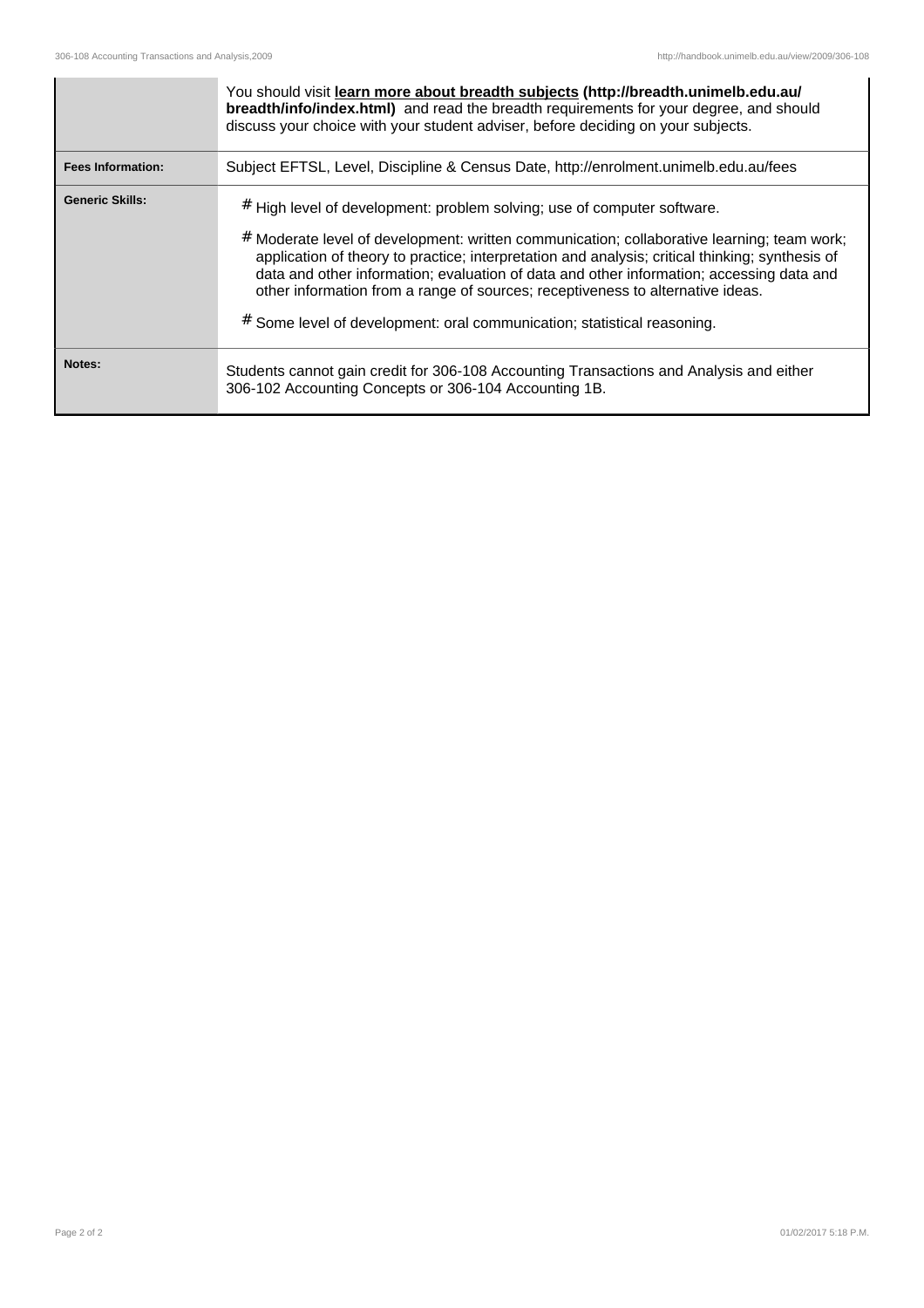| | |
|---|---|
| | You should visit **learn more about breadth subjects (http://breadth.unimelb.edu.au/breadth/info/index.html)** and read the breadth requirements for your degree, and should discuss your choice with your student adviser, before deciding on your subjects. |
| **Fees Information:** | Subject EFTSL, Level, Discipline & Census Date, http://enrolment.unimelb.edu.au/fees |
| **Generic Skills:** | # High level of development: problem solving; use of computer software. # Moderate level of development: written communication; collaborative learning; team work; application of theory to practice; interpretation and analysis; critical thinking; synthesis of data and other information; evaluation of data and other information; accessing data and other information from a range of sources; receptiveness to alternative ideas. # Some level of development: oral communication; statistical reasoning. |
| **Notes:** | Students cannot gain credit for 306-108 Accounting Transactions and Analysis and either 306-102 Accounting Concepts or 306-104 Accounting 1B. |